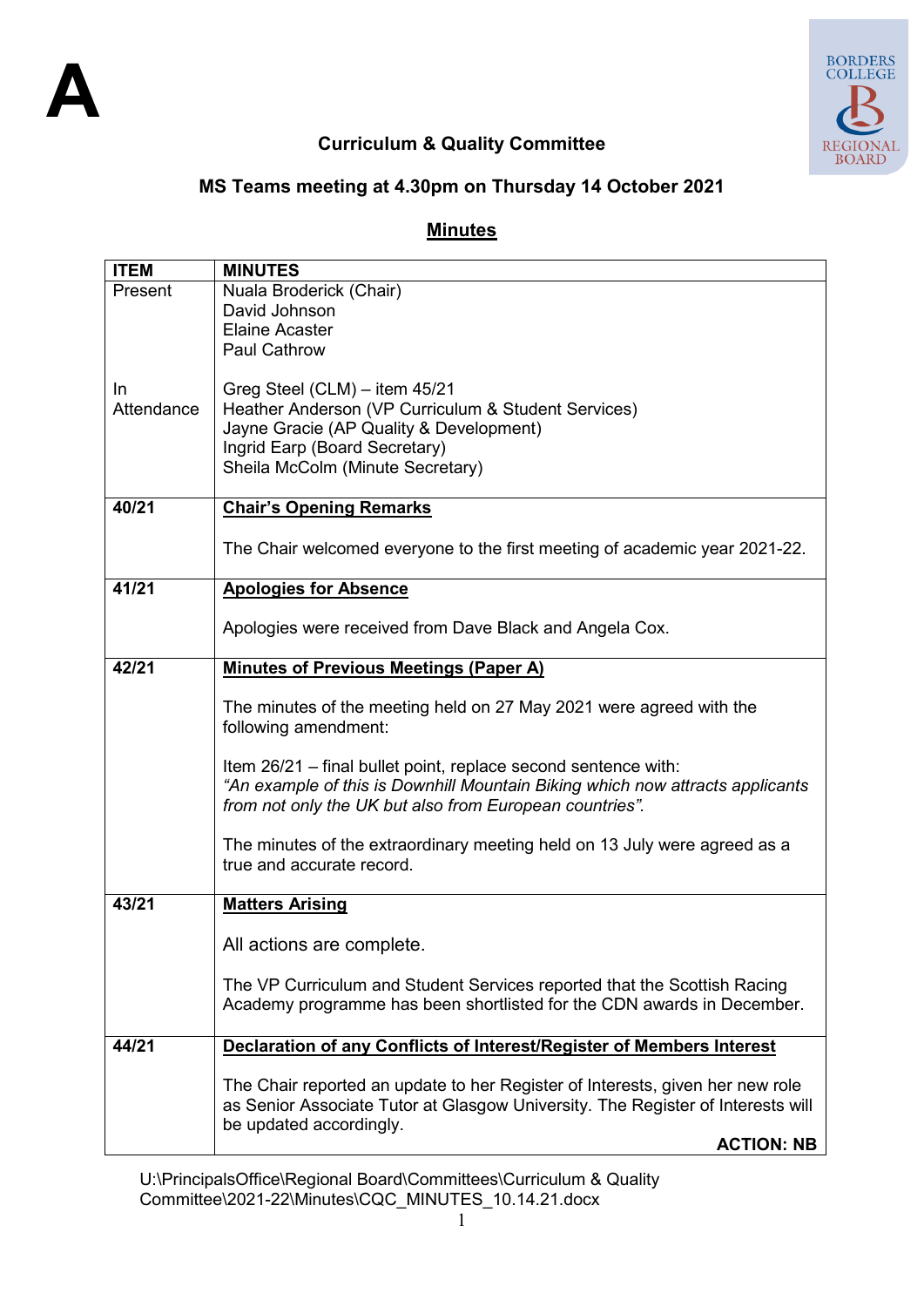A

## Curriculum & Quality Committee

### MS Teams meeting at 4.30pm on Thursday 14 October 2021

### Minutes

| ITEM | MINUTES |
|---|---|
| Present | Nuala Broderick (Chair)<br>David Johnson<br>Elaine Acaster<br>Paul Cathrow |
| In Attendance | Greg Steel (CLM) – item 45/21<br>Heather Anderson (VP Curriculum & Student Services)<br>Jayne Gracie (AP Quality & Development)<br>Ingrid Earp (Board Secretary)<br>Sheila McColm (Minute Secretary) |
| **40/21** | **Chair's Opening Remarks**<br><br>The Chair welcomed everyone to the first meeting of academic year 2021-22. |
| **41/21** | **Apologies for Absence**<br><br>Apologies were received from Dave Black and Angela Cox. |
| **42/21** | **Minutes of Previous Meetings (Paper A)**<br><br>The minutes of the meeting held on 27 May 2021 were agreed with the following amendment:<br><br>Item 26/21 – final bullet point, replace second sentence with:<br>*"An example of this is Downhill Mountain Biking which now attracts applicants from not only the UK but also from European countries".*<br><br>The minutes of the extraordinary meeting held on 13 July were agreed as a true and accurate record. |
| **43/21** | **Matters Arising**<br><br>All actions are complete.<br><br>The VP Curriculum and Student Services reported that the Scottish Racing Academy programme has been shortlisted for the CDN awards in December. |
| **44/21** | **Declaration of any Conflicts of Interest/Register of Members Interest**<br><br>The Chair reported an update to her Register of Interests, given her new role as Senior Associate Tutor at Glasgow University. The Register of Interests will be updated accordingly.<br><br>**ACTION: NB** |

U:\PrincipalsOffice\Regional Board\Committees\Curriculum & Quality Committee\2021-22\Minutes\CQC_MINUTES_10.14.21.docx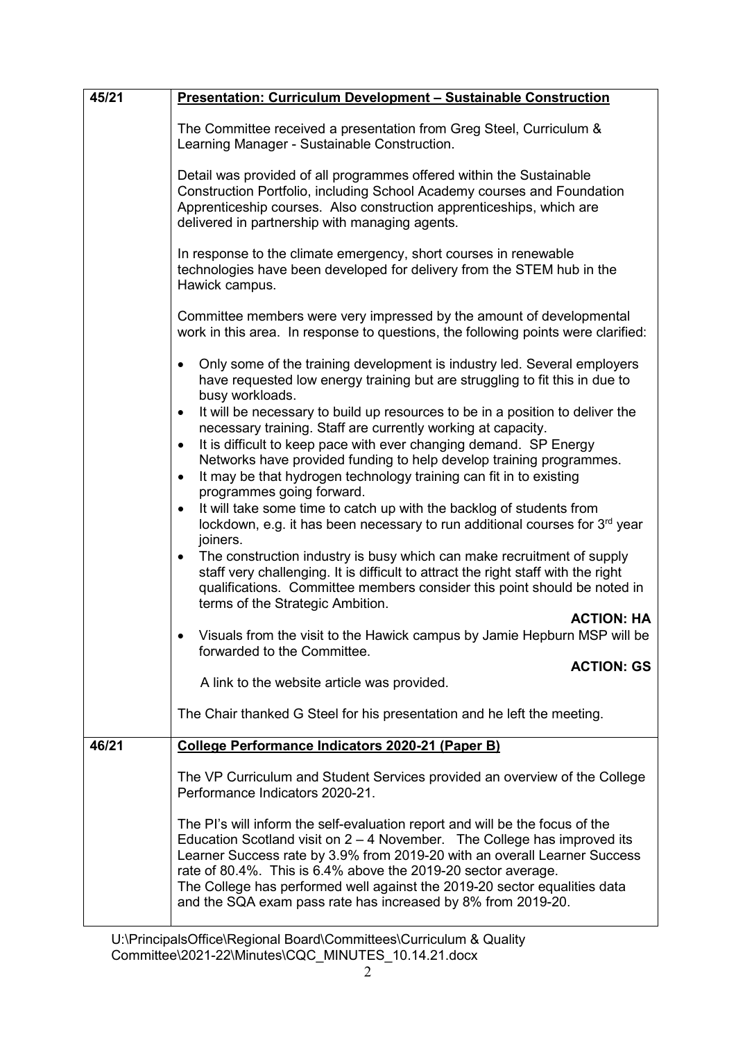| | |
|---|---|
| 45/21 | **Presentation: Curriculum Development – Sustainable Construction**<br><br>The Committee received a presentation from Greg Steel, Curriculum & Learning Manager - Sustainable Construction.<br><br>Detail was provided of all programmes offered within the Sustainable Construction Portfolio, including School Academy courses and Foundation Apprenticeship courses. Also construction apprenticeships, which are delivered in partnership with managing agents.<br><br>In response to the climate emergency, short courses in renewable technologies have been developed for delivery from the STEM hub in the Hawick campus.<br><br>Committee members were very impressed by the amount of developmental work in this area. In response to questions, the following points were clarified:<br><br>• Only some of the training development is industry led. Several employers have requested low energy training but are struggling to fit this in due to busy workloads.<br>• It will be necessary to build up resources to be in a position to deliver the necessary training. Staff are currently working at capacity.<br>• It is difficult to keep pace with ever changing demand. SP Energy Networks have provided funding to help develop training programmes.<br>• It may be that hydrogen technology training can fit in to existing programmes going forward.<br>• It will take some time to catch up with the backlog of students from lockdown, e.g. it has been necessary to run additional courses for 3rd year joiners.<br>• The construction industry is busy which can make recruitment of supply staff very challenging. It is difficult to attract the right staff with the right qualifications. Committee members consider this point should be noted in terms of the Strategic Ambition.<br>**ACTION: HA**<br>• Visuals from the visit to the Hawick campus by Jamie Hepburn MSP will be forwarded to the Committee.<br>**ACTION: GS**<br>A link to the website article was provided.<br><br>The Chair thanked G Steel for his presentation and he left the meeting. |
| 46/21 | **College Performance Indicators 2020-21 (Paper B)**<br><br>The VP Curriculum and Student Services provided an overview of the College Performance Indicators 2020-21.<br><br>The PI's will inform the self-evaluation report and will be the focus of the Education Scotland visit on 2 – 4 November. The College has improved its Learner Success rate by 3.9% from 2019-20 with an overall Learner Success rate of 80.4%. This is 6.4% above the 2019-20 sector average.<br>The College has performed well against the 2019-20 sector equalities data and the SQA exam pass rate has increased by 8% from 2019-20. |

U:\PrincipalsOffice\Regional Board\Committees\Curriculum & Quality Committee\2021-22\Minutes\CQC_MINUTES_10.14.21.docx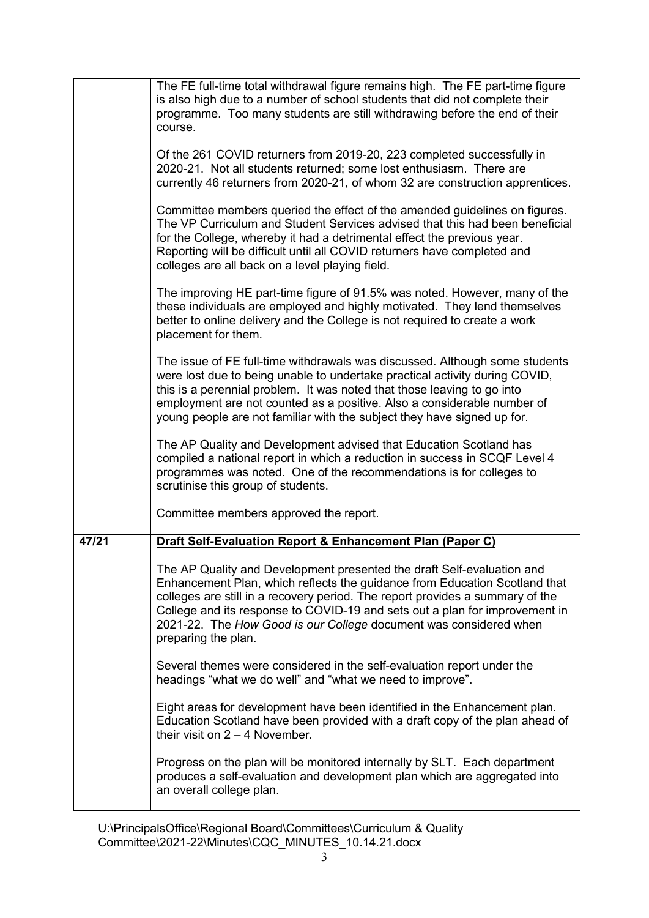| | |
|---|---|
| | The FE full-time total withdrawal figure remains high. The FE part-time figure is also high due to a number of school students that did not complete their programme. Too many students are still withdrawing before the end of their course.<br><br>Of the 261 COVID returners from 2019-20, 223 completed successfully in 2020-21. Not all students returned; some lost enthusiasm. There are currently 46 returners from 2020-21, of whom 32 are construction apprentices.<br><br>Committee members queried the effect of the amended guidelines on figures. The VP Curriculum and Student Services advised that this had been beneficial for the College, whereby it had a detrimental effect the previous year. Reporting will be difficult until all COVID returners have completed and colleges are all back on a level playing field.<br><br>The improving HE part-time figure of 91.5% was noted. However, many of the these individuals are employed and highly motivated. They lend themselves better to online delivery and the College is not required to create a work placement for them.<br><br>The issue of FE full-time withdrawals was discussed. Although some students were lost due to being unable to undertake practical activity during COVID, this is a perennial problem. It was noted that those leaving to go into employment are not counted as a positive. Also a considerable number of young people are not familiar with the subject they have signed up for.<br><br>The AP Quality and Development advised that Education Scotland has compiled a national report in which a reduction in success in SCQF Level 4 programmes was noted. One of the recommendations is for colleges to scrutinise this group of students.<br><br>Committee members approved the report. |
| **47/21** | **Draft Self-Evaluation Report & Enhancement Plan (Paper C)**<br><br>The AP Quality and Development presented the draft Self-evaluation and Enhancement Plan, which reflects the guidance from Education Scotland that colleges are still in a recovery period. The report provides a summary of the College and its response to COVID-19 and sets out a plan for improvement in 2021-22. The *How Good is our College* document was considered when preparing the plan.<br><br>Several themes were considered in the self-evaluation report under the headings "what we do well" and "what we need to improve".<br><br>Eight areas for development have been identified in the Enhancement plan. Education Scotland have been provided with a draft copy of the plan ahead of their visit on 2 – 4 November.<br><br>Progress on the plan will be monitored internally by SLT. Each department produces a self-evaluation and development plan which are aggregated into an overall college plan. |

U:\PrincipalsOffice\Regional Board\Committees\Curriculum & Quality Committee\2021-22\Minutes\CQC_MINUTES_10.14.21.docx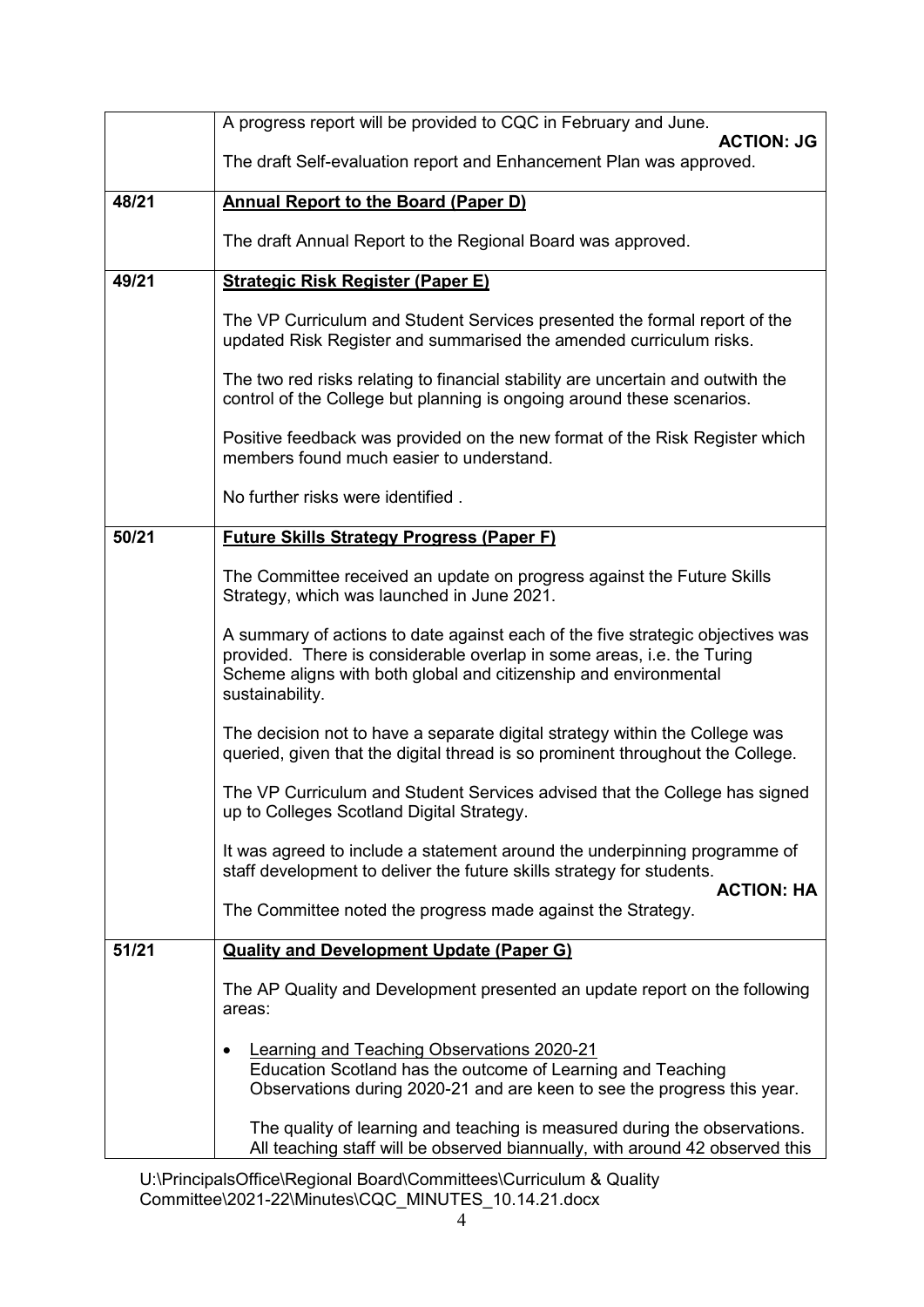|  |  |
|---|---|
|  | A progress report will be provided to CQC in February and June.<br>**ACTION: JG**<br>The draft Self-evaluation report and Enhancement Plan was approved. |
| **48/21** | **<u>Annual Report to the Board (Paper D)</u>**<br><br>The draft Annual Report to the Regional Board was approved. |
| **49/21** | **<u>Strategic Risk Register (Paper E)</u>**<br><br>The VP Curriculum and Student Services presented the formal report of the updated Risk Register and summarised the amended curriculum risks.<br><br>The two red risks relating to financial stability are uncertain and outwith the control of the College but planning is ongoing around these scenarios.<br><br>Positive feedback was provided on the new format of the Risk Register which members found much easier to understand.<br><br>No further risks were identified . |
| **50/21** | **<u>Future Skills Strategy Progress (Paper F)</u>**<br><br>The Committee received an update on progress against the Future Skills Strategy, which was launched in June 2021.<br><br>A summary of actions to date against each of the five strategic objectives was provided. There is considerable overlap in some areas, i.e. the Turing Scheme aligns with both global and citizenship and environmental sustainability.<br><br>The decision not to have a separate digital strategy within the College was queried, given that the digital thread is so prominent throughout the College.<br><br>The VP Curriculum and Student Services advised that the College has signed up to Colleges Scotland Digital Strategy.<br><br>It was agreed to include a statement around the underpinning programme of staff development to deliver the future skills strategy for students.<br>**ACTION: HA**<br>The Committee noted the progress made against the Strategy. |
| **51/21** | **<u>Quality and Development Update (Paper G)</u>**<br><br>The AP Quality and Development presented an update report on the following areas:<br><br>• <u>Learning and Teaching Observations 2020-21</u><br>Education Scotland has the outcome of Learning and Teaching Observations during 2020-21 and are keen to see the progress this year.<br><br>The quality of learning and teaching is measured during the observations. All teaching staff will be observed biannually, with around 42 observed this |

U:\PrincipalsOffice\Regional Board\Committees\Curriculum & Quality Committee\2021-22\Minutes\CQC_MINUTES_10.14.21.docx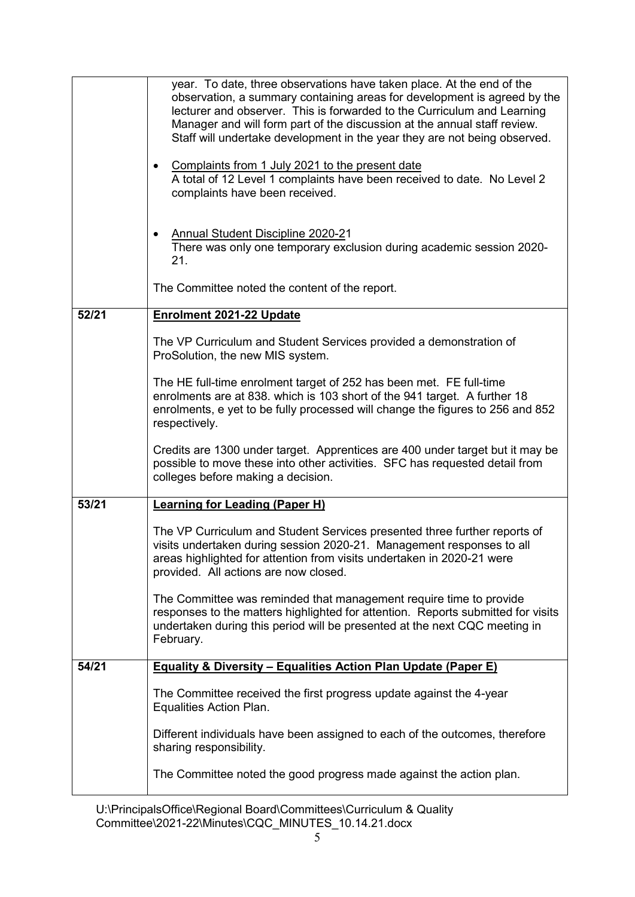| | |
|---|---|
| | year. To date, three observations have taken place. At the end of the observation, a summary containing areas for development is agreed by the lecturer and observer. This is forwarded to the Curriculum and Learning Manager and will form part of the discussion at the annual staff review. Staff will undertake development in the year they are not being observed.<br><br>• <u>Complaints from 1 July 2021 to the present date</u><br>A total of 12 Level 1 complaints have been received to date. No Level 2 complaints have been received.<br><br>• <u>Annual Student Discipline 2020-21</u><br>There was only one temporary exclusion during academic session 2020-21.<br><br>The Committee noted the content of the report. |
| **52/21** | **<u>Enrolment 2021-22 Update</u>**<br><br>The VP Curriculum and Student Services provided a demonstration of ProSolution, the new MIS system.<br><br>The HE full-time enrolment target of 252 has been met. FE full-time enrolments are at 838. which is 103 short of the 941 target. A further 18 enrolments, e yet to be fully processed will change the figures to 256 and 852 respectively.<br><br>Credits are 1300 under target. Apprentices are 400 under target but it may be possible to move these into other activities. SFC has requested detail from colleges before making a decision. |
| **53/21** | **<u>Learning for Leading (Paper H)</u>**<br><br>The VP Curriculum and Student Services presented three further reports of visits undertaken during session 2020-21. Management responses to all areas highlighted for attention from visits undertaken in 2020-21 were provided. All actions are now closed.<br><br>The Committee was reminded that management require time to provide responses to the matters highlighted for attention. Reports submitted for visits undertaken during this period will be presented at the next CQC meeting in February. |
| **54/21** | **<u>Equality & Diversity – Equalities Action Plan Update (Paper E)</u>**<br><br>The Committee received the first progress update against the 4-year Equalities Action Plan.<br><br>Different individuals have been assigned to each of the outcomes, therefore sharing responsibility.<br><br>The Committee noted the good progress made against the action plan. |

U:\PrincipalsOffice\Regional Board\Committees\Curriculum & Quality Committee\2021-22\Minutes\CQC_MINUTES_10.14.21.docx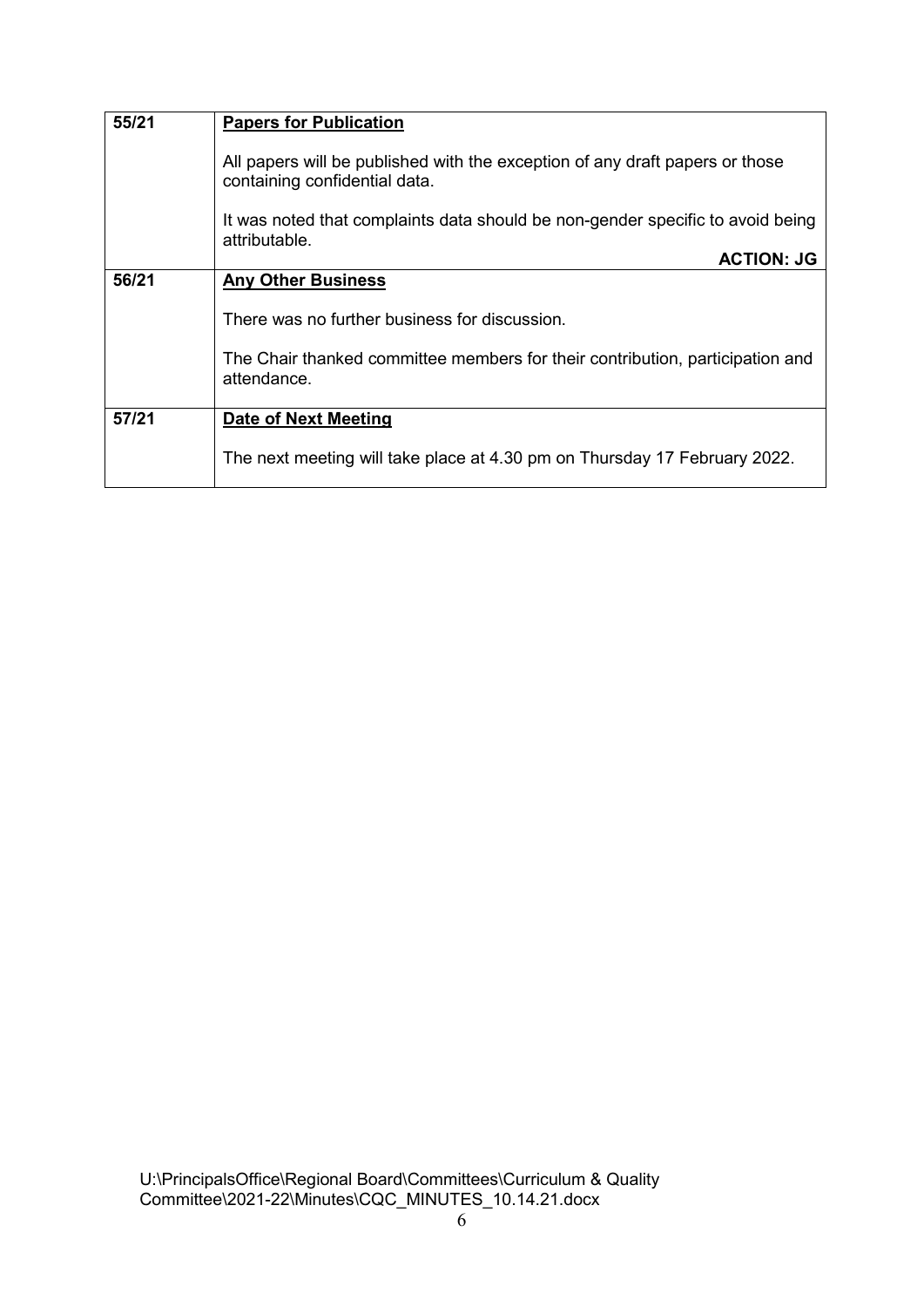| | |
|---|---|
| **55/21** | **Papers for Publication**<br><br>All papers will be published with the exception of any draft papers or those containing confidential data.<br><br>It was noted that complaints data should be non-gender specific to avoid being attributable.<br><br>**ACTION: JG** |
| **56/21** | **Any Other Business**<br><br>There was no further business for discussion.<br><br>The Chair thanked committee members for their contribution, participation and attendance. |
| **57/21** | **Date of Next Meeting**<br><br>The next meeting will take place at 4.30 pm on Thursday 17 February 2022. |

U:\PrincipalsOffice\Regional Board\Committees\Curriculum & Quality Committee\2021-22\Minutes\CQC_MINUTES_10.14.21.docx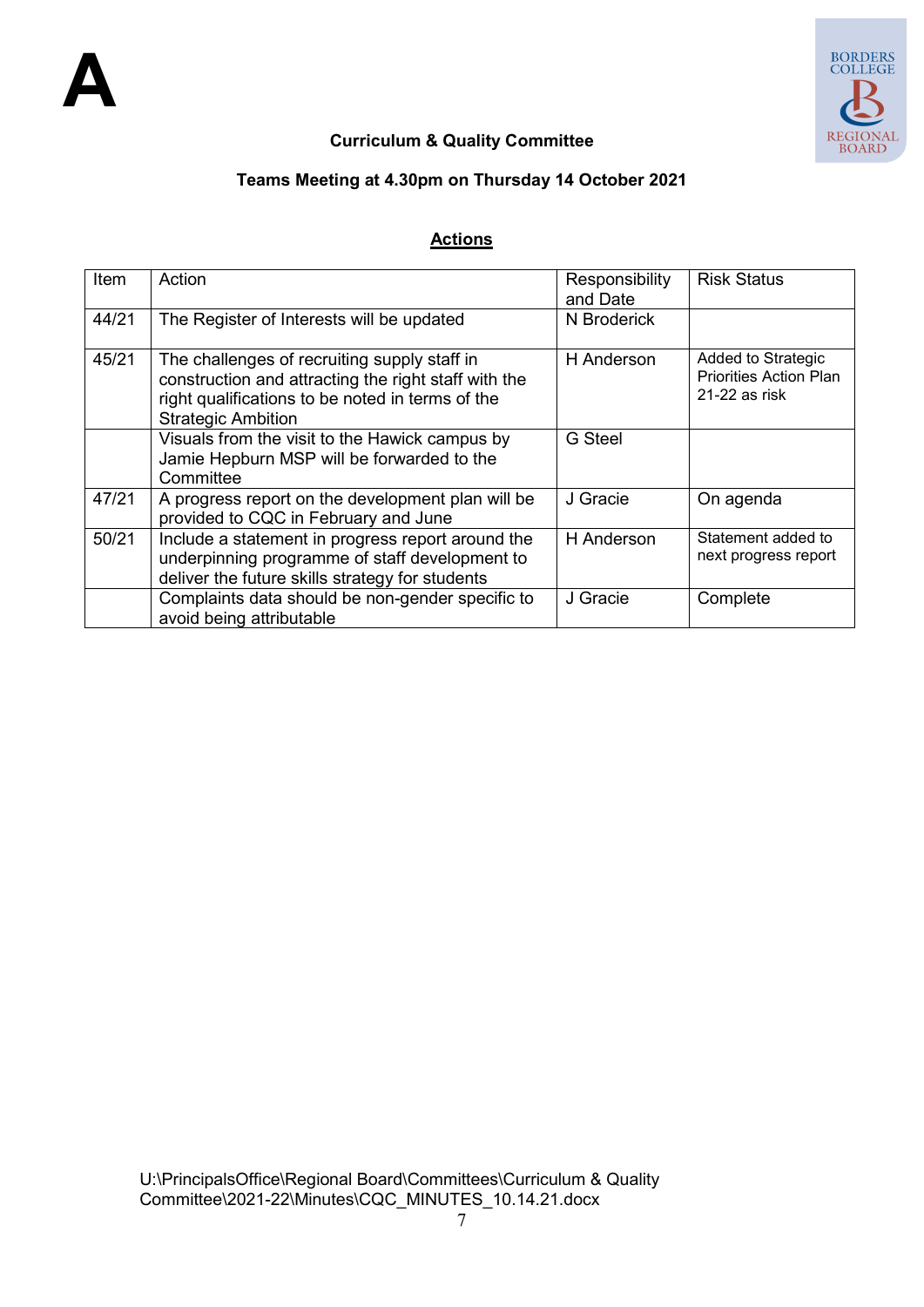# A

**Curriculum & Quality Committee**

**Teams Meeting at 4.30pm on Thursday 14 October 2021**

## Actions

| Item | Action | Responsibility and Date | Risk Status |
|---|---|---|---|
| 44/21 | The Register of Interests will be updated | N Broderick | |
| 45/21 | The challenges of recruiting supply staff in construction and attracting the right staff with the right qualifications to be noted in terms of the Strategic Ambition | H Anderson | Added to Strategic Priorities Action Plan 21-22 as risk |
| | Visuals from the visit to the Hawick campus by Jamie Hepburn MSP will be forwarded to the Committee | G Steel | |
| 47/21 | A progress report on the development plan will be provided to CQC in February and June | J Gracie | On agenda |
| 50/21 | Include a statement in progress report around the underpinning programme of staff development to deliver the future skills strategy for students | H Anderson | Statement added to next progress report |
| | Complaints data should be non-gender specific to avoid being attributable | J Gracie | Complete |

U:\PrincipalsOffice\Regional Board\Committees\Curriculum & Quality Committee\2021-22\Minutes\CQC_MINUTES_10.14.21.docx